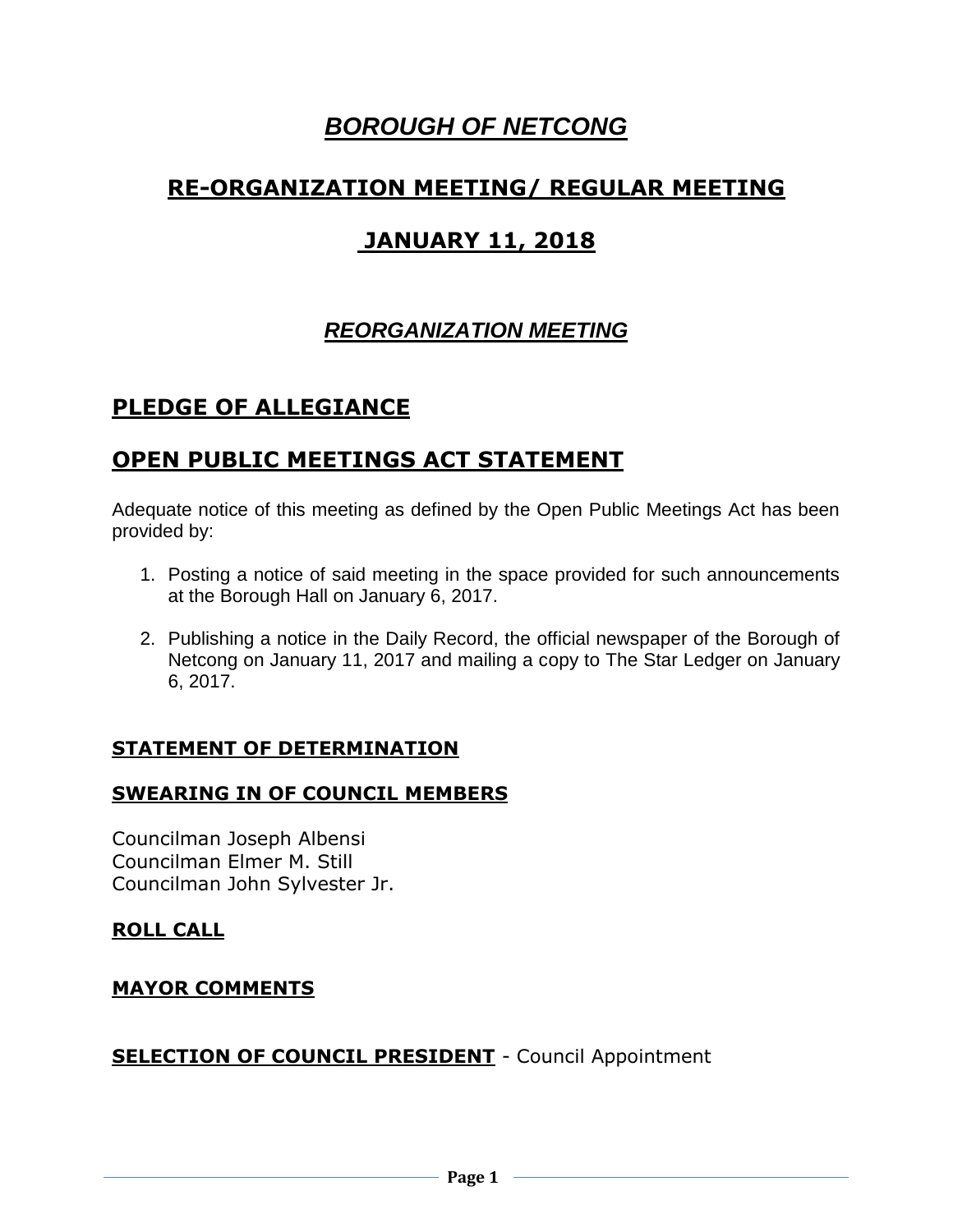# *BOROUGH OF NETCONG*

## RE-ORGANIZATION MEETING/ REGULAR MEETING

## JANUARY 11, 2018

### *REORGANIZATION MEETING*

## PLEDGE OF ALLEGIANCE

## OPEN PUBLIC MEETINGS ACT STATEMENT

Adequate notice of this meeting as defined by the Open Public Meetings Act has been provided by:

1. Posting a notice of said meeting in the space provided for such announcements at the Borough Hall on January 6, 2017.
2. Publishing a notice in the Daily Record, the official newspaper of the Borough of Netcong on January 11, 2017 and mailing a copy to The Star Ledger on January 6, 2017.

### STATEMENT OF DETERMINATION

### SWEARING IN OF COUNCIL MEMBERS

Councilman Joseph Albensi
Councilman Elmer M. Still
Councilman John Sylvester Jr.

### ROLL CALL

### MAYOR COMMENTS

**SELECTION OF COUNCIL PRESIDENT** - Council Appointment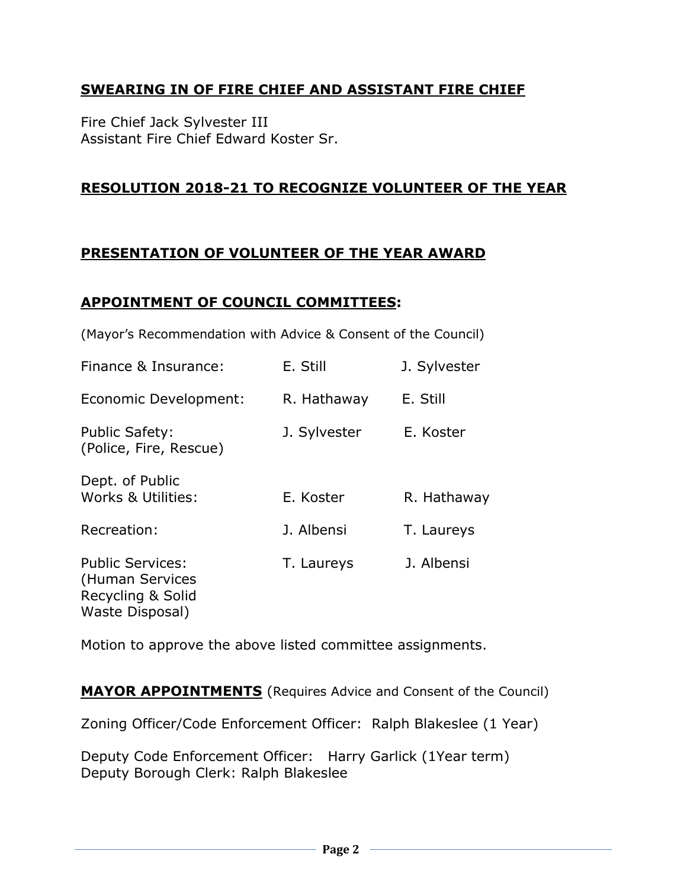## SWEARING IN OF FIRE CHIEF AND ASSISTANT FIRE CHIEF

Fire Chief Jack Sylvester III
Assistant Fire Chief Edward Koster Sr.

## RESOLUTION 2018-21 TO RECOGNIZE VOLUNTEER OF THE YEAR

## PRESENTATION OF VOLUNTEER OF THE YEAR AWARD

## APPOINTMENT OF COUNCIL COMMITTEES:

(Mayor's Recommendation with Advice & Consent of the Council)

| | | |
|---|---|---|
| Finance & Insurance: | E. Still | J. Sylvester |
| Economic Development: | R. Hathaway | E. Still |
| Public Safety: (Police, Fire, Rescue) | J. Sylvester | E. Koster |
| Dept. of Public Works & Utilities: | E. Koster | R. Hathaway |
| Recreation: | J. Albensi | T. Laureys |
| Public Services: (Human Services Recycling & Solid Waste Disposal) | T. Laureys | J. Albensi |

Motion to approve the above listed committee assignments.

**MAYOR APPOINTMENTS** (Requires Advice and Consent of the Council)

Zoning Officer/Code Enforcement Officer: Ralph Blakeslee (1 Year)

Deputy Code Enforcement Officer: Harry Garlick (1Year term)
Deputy Borough Clerk: Ralph Blakeslee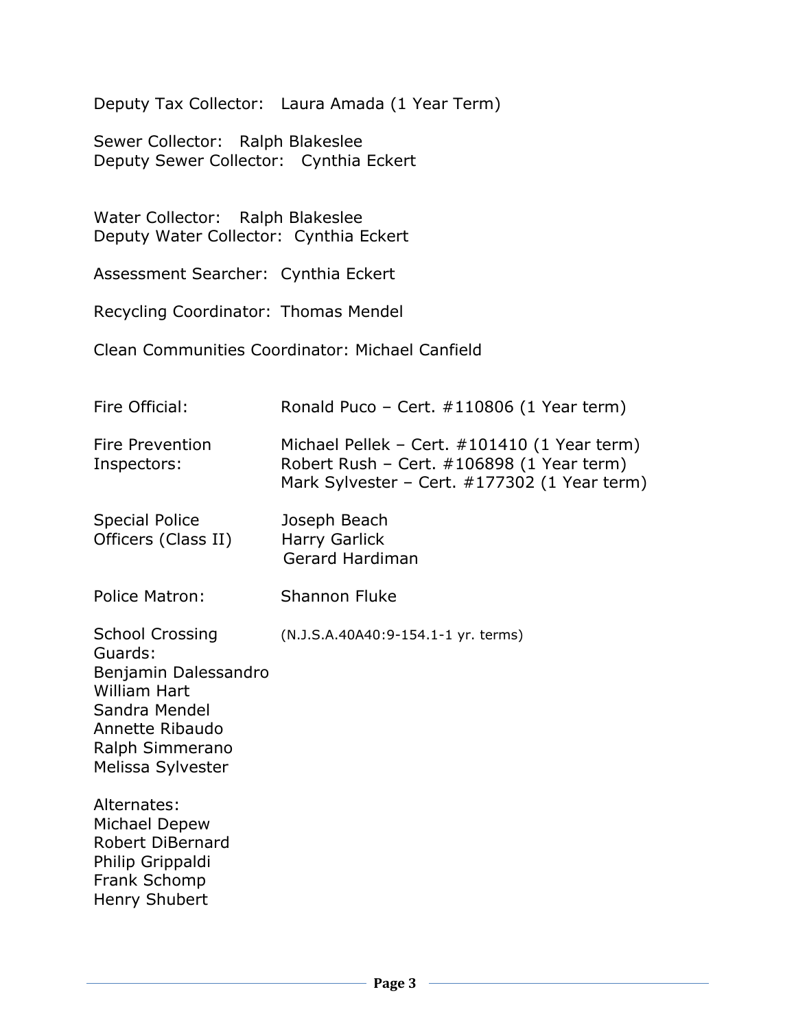Deputy Tax Collector: Laura Amada (1 Year Term)

Sewer Collector: Ralph Blakeslee
Deputy Sewer Collector: Cynthia Eckert

Water Collector: Ralph Blakeslee
Deputy Water Collector: Cynthia Eckert

Assessment Searcher: Cynthia Eckert

Recycling Coordinator: Thomas Mendel

Clean Communities Coordinator: Michael Canfield

Fire Official: Ronald Puco – Cert. #110806 (1 Year term)

Fire Prevention Inspectors:
Michael Pellek – Cert. #101410 (1 Year term)
Robert Rush – Cert. #106898 (1 Year term)
Mark Sylvester – Cert. #177302 (1 Year term)

Special Police Officers (Class II)
Joseph Beach
Harry Garlick
Gerard Hardiman

Police Matron: Shannon Fluke

School Crossing Guards: (N.J.S.A.40A40:9-154.1-1 yr. terms)
Benjamin Dalessandro
William Hart
Sandra Mendel
Annette Ribaudo
Ralph Simmerano
Melissa Sylvester

Alternates:
Michael Depew
Robert DiBernard
Philip Grippaldi
Frank Schomp
Henry Shubert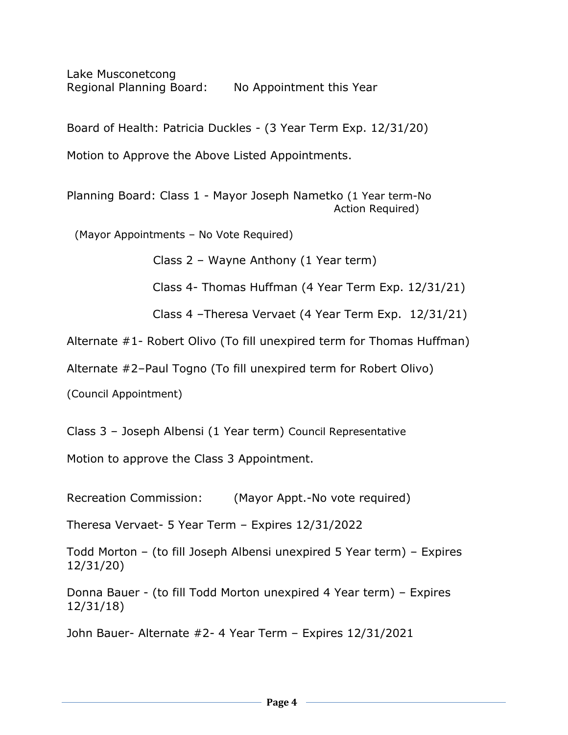Lake Musconetcong
Regional Planning Board: No Appointment this Year

Board of Health: Patricia Duckles - (3 Year Term Exp. 12/31/20)

Motion to Approve the Above Listed Appointments.

Planning Board: Class 1 - Mayor Joseph Nametko (1 Year term-No Action Required)

(Mayor Appointments – No Vote Required)

Class 2 – Wayne Anthony (1 Year term)

Class 4- Thomas Huffman (4 Year Term Exp. 12/31/21)

Class 4 –Theresa Vervaet (4 Year Term Exp. 12/31/21)

Alternate #1- Robert Olivo (To fill unexpired term for Thomas Huffman)

Alternate #2–Paul Togno (To fill unexpired term for Robert Olivo)

(Council Appointment)

Class 3 – Joseph Albensi (1 Year term) Council Representative

Motion to approve the Class 3 Appointment.

Recreation Commission: (Mayor Appt.-No vote required)

Theresa Vervaet- 5 Year Term – Expires 12/31/2022

Todd Morton – (to fill Joseph Albensi unexpired 5 Year term) – Expires 12/31/20)

Donna Bauer - (to fill Todd Morton unexpired 4 Year term) – Expires 12/31/18)

John Bauer- Alternate #2- 4 Year Term – Expires 12/31/2021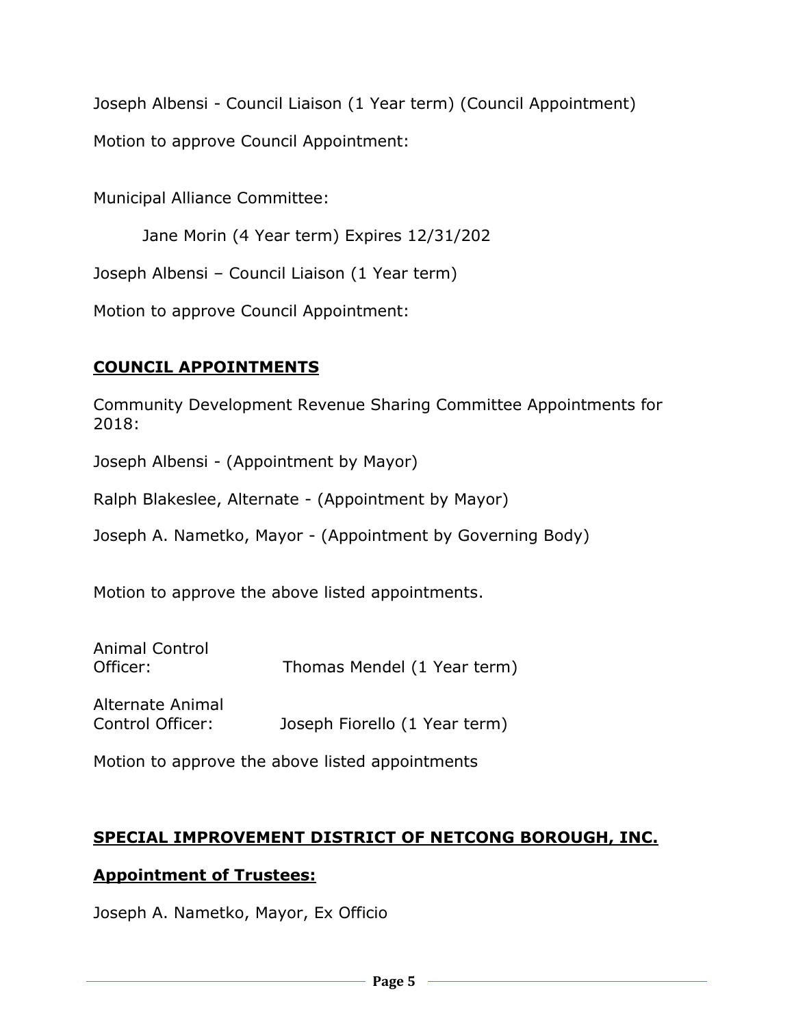Joseph Albensi - Council Liaison (1 Year term) (Council Appointment)

Motion to approve Council Appointment:

Municipal Alliance Committee:

Jane Morin (4 Year term) Expires 12/31/202

Joseph Albensi – Council Liaison (1 Year term)

Motion to approve Council Appointment:

## **COUNCIL APPOINTMENTS**

Community Development Revenue Sharing Committee Appointments for 2018:

Joseph Albensi - (Appointment by Mayor)

Ralph Blakeslee, Alternate - (Appointment by Mayor)

Joseph A. Nametko, Mayor - (Appointment by Governing Body)

Motion to approve the above listed appointments.

Animal Control Officer: Thomas Mendel (1 Year term)

Alternate Animal Control Officer: Joseph Fiorello (1 Year term)

Motion to approve the above listed appointments

## **SPECIAL IMPROVEMENT DISTRICT OF NETCONG BOROUGH, INC.**

### **Appointment of Trustees:**

Joseph A. Nametko, Mayor, Ex Officio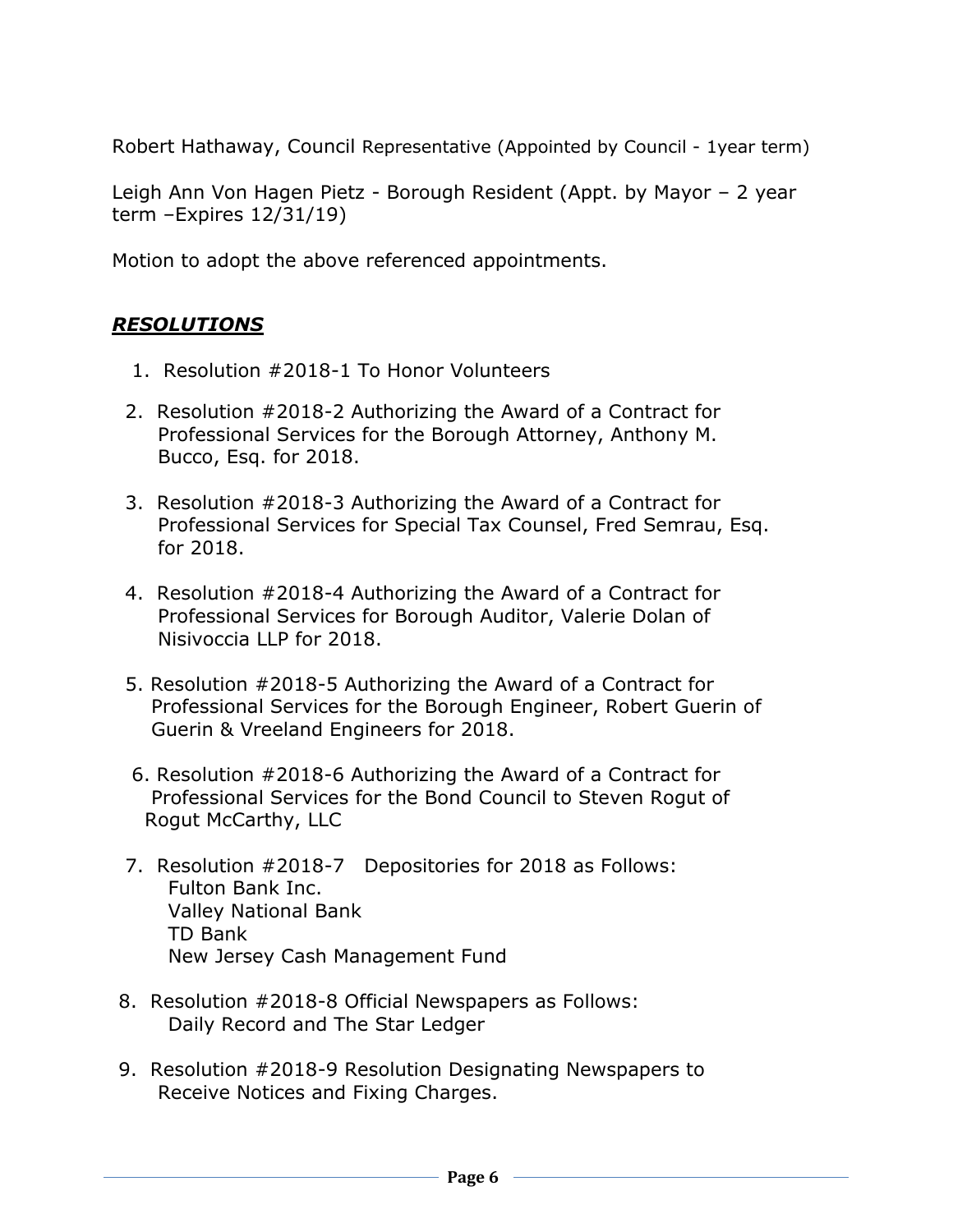Robert Hathaway, Council Representative (Appointed by Council - 1year term)

Leigh Ann Von Hagen Pietz - Borough Resident (Appt. by Mayor – 2 year term –Expires 12/31/19)

Motion to adopt the above referenced appointments.

## ***RESOLUTIONS***

1. Resolution #2018-1 To Honor Volunteers
2. Resolution #2018-2 Authorizing the Award of a Contract for Professional Services for the Borough Attorney, Anthony M. Bucco, Esq. for 2018.
3. Resolution #2018-3 Authorizing the Award of a Contract for Professional Services for Special Tax Counsel, Fred Semrau, Esq. for 2018.
4. Resolution #2018-4 Authorizing the Award of a Contract for Professional Services for Borough Auditor, Valerie Dolan of Nisivoccia LLP for 2018.
5. Resolution #2018-5 Authorizing the Award of a Contract for Professional Services for the Borough Engineer, Robert Guerin of Guerin & Vreeland Engineers for 2018.
6. Resolution #2018-6 Authorizing the Award of a Contract for Professional Services for the Bond Council to Steven Rogut of Rogut McCarthy, LLC
7. Resolution #2018-7 Depositories for 2018 as Follows:
   Fulton Bank Inc.
   Valley National Bank
   TD Bank
   New Jersey Cash Management Fund
8. Resolution #2018-8 Official Newspapers as Follows:
   Daily Record and The Star Ledger
9. Resolution #2018-9 Resolution Designating Newspapers to Receive Notices and Fixing Charges.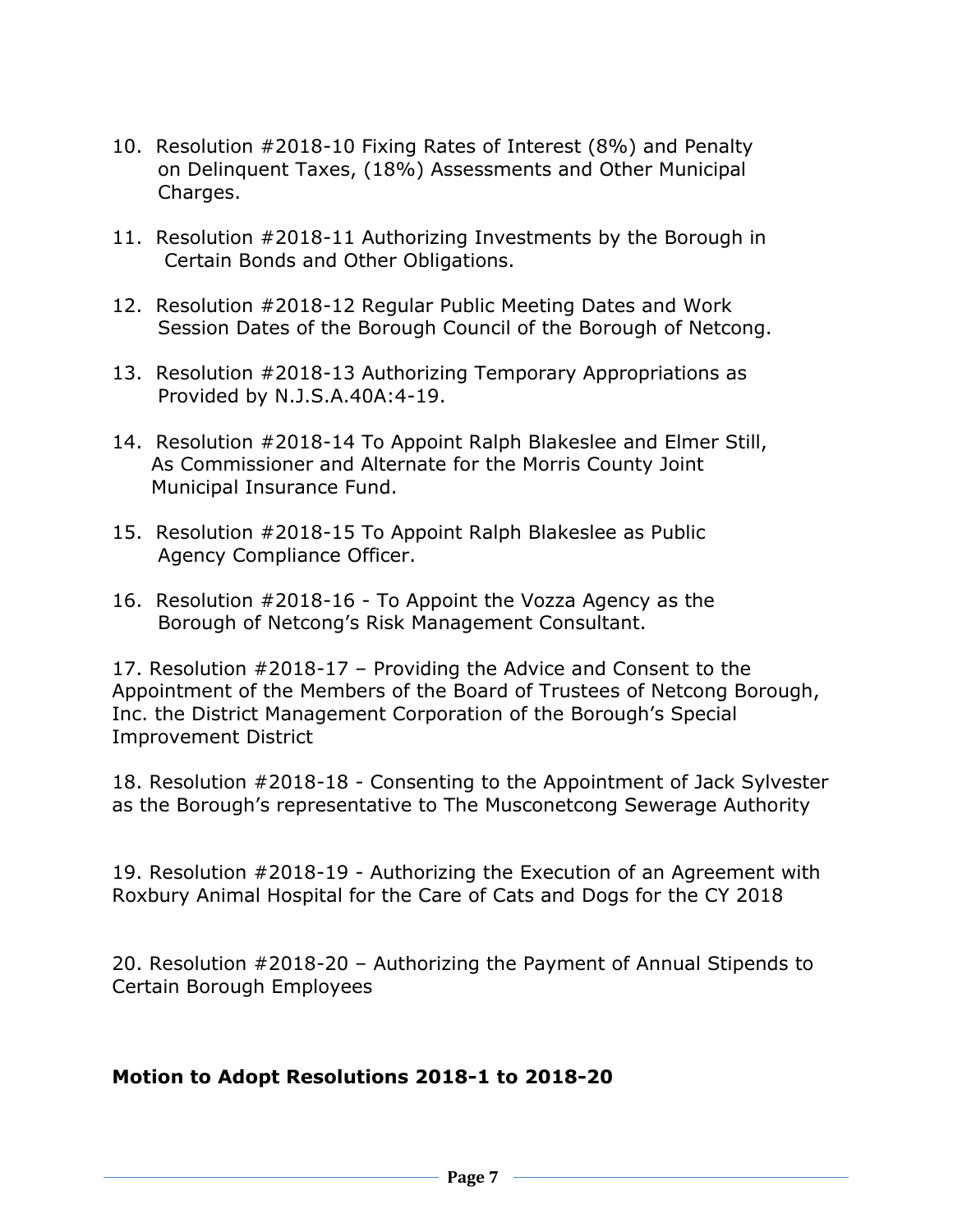10. Resolution #2018-10 Fixing Rates of Interest (8%) and Penalty on Delinquent Taxes, (18%) Assessments and Other Municipal Charges.

11. Resolution #2018-11 Authorizing Investments by the Borough in Certain Bonds and Other Obligations.

12. Resolution #2018-12 Regular Public Meeting Dates and Work Session Dates of the Borough Council of the Borough of Netcong.

13. Resolution #2018-13 Authorizing Temporary Appropriations as Provided by N.J.S.A.40A:4-19.

14. Resolution #2018-14 To Appoint Ralph Blakeslee and Elmer Still, As Commissioner and Alternate for the Morris County Joint Municipal Insurance Fund.

15. Resolution #2018-15 To Appoint Ralph Blakeslee as Public Agency Compliance Officer.

16. Resolution #2018-16 - To Appoint the Vozza Agency as the Borough of Netcong's Risk Management Consultant.

17. Resolution #2018-17 – Providing the Advice and Consent to the Appointment of the Members of the Board of Trustees of Netcong Borough, Inc. the District Management Corporation of the Borough's Special Improvement District

18. Resolution #2018-18 - Consenting to the Appointment of Jack Sylvester as the Borough's representative to The Musconetcong Sewerage Authority

19. Resolution #2018-19 - Authorizing the Execution of an Agreement with Roxbury Animal Hospital for the Care of Cats and Dogs for the CY 2018

20. Resolution #2018-20 – Authorizing the Payment of Annual Stipends to Certain Borough Employees

**Motion to Adopt Resolutions 2018-1 to 2018-20**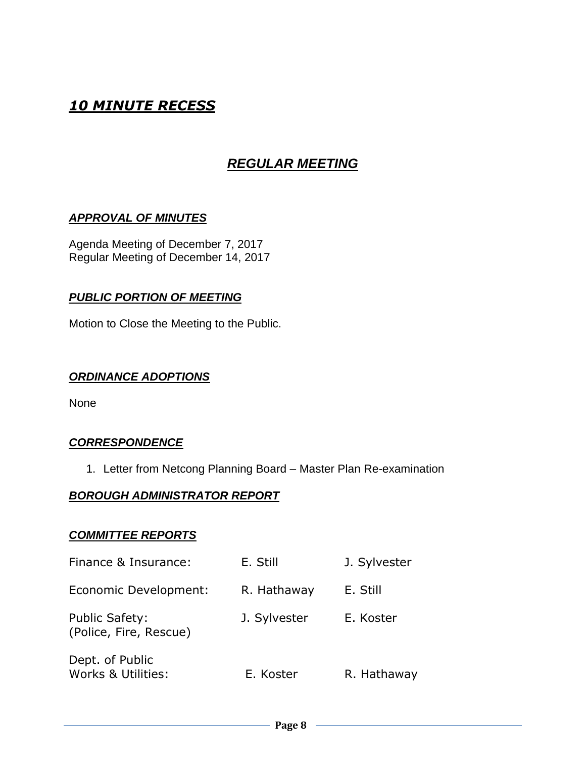## ***10 MINUTE RECESS***

## ***REGULAR MEETING***

### ***APPROVAL OF MINUTES***

Agenda Meeting of December 7, 2017
Regular Meeting of December 14, 2017

### ***PUBLIC PORTION OF MEETING***

Motion to Close the Meeting to the Public.

### ***ORDINANCE ADOPTIONS***

None

### ***CORRESPONDENCE***

1. Letter from Netcong Planning Board – Master Plan Re-examination

### ***BOROUGH ADMINISTRATOR REPORT***

### ***COMMITTEE REPORTS***

| | | |
|---|---|---|
| Finance & Insurance: | E. Still | J. Sylvester |
| Economic Development: | R. Hathaway | E. Still |
| Public Safety: (Police, Fire, Rescue) | J. Sylvester | E. Koster |
| Dept. of Public Works & Utilities: | E. Koster | R. Hathaway |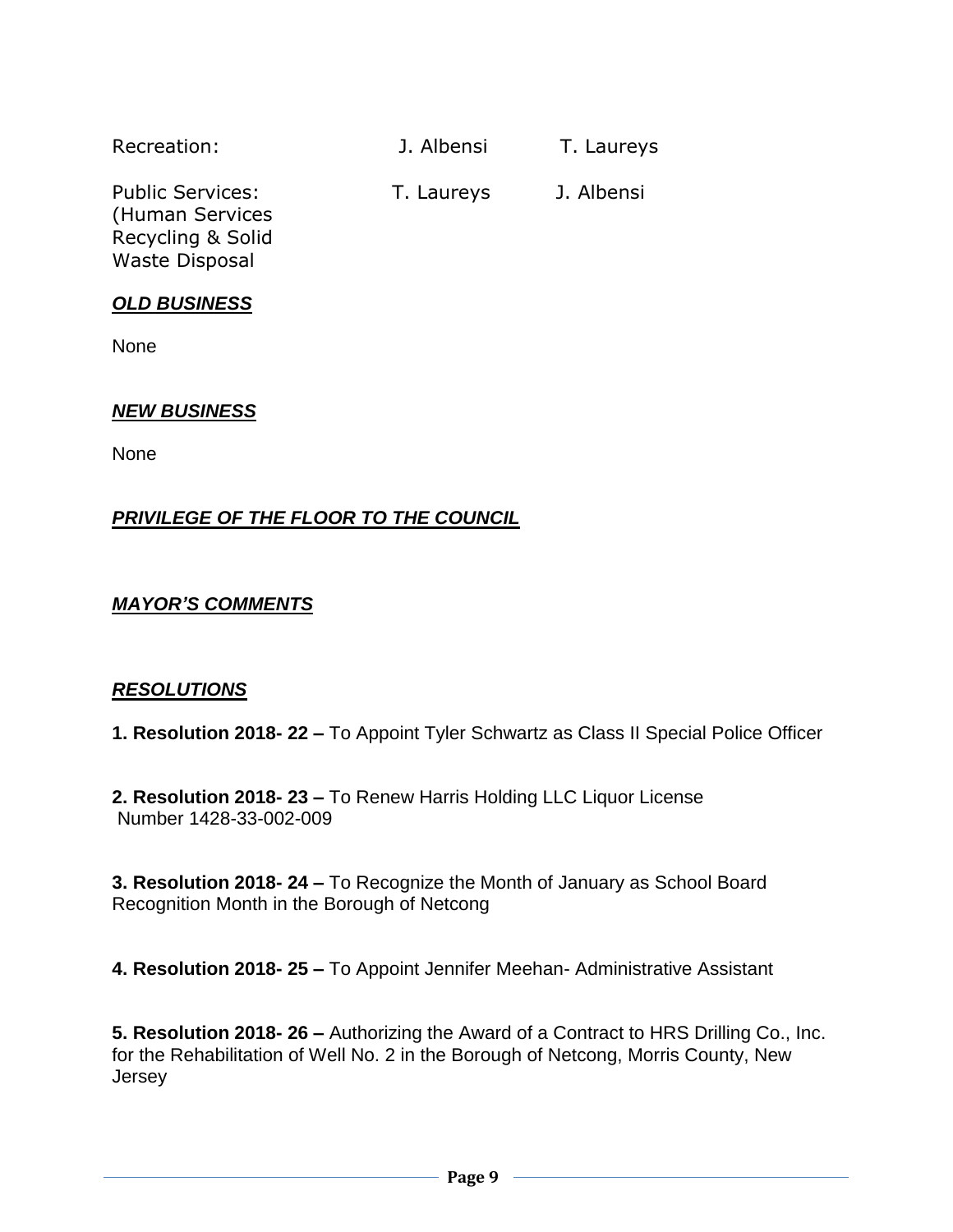| | | |
|---|---|---|
| Recreation: | J. Albensi | T. Laureys |
| Public Services: (Human Services Recycling & Solid Waste Disposal | T. Laureys | J. Albensi |

***OLD BUSINESS***

None

***NEW BUSINESS***

None

***PRIVILEGE OF THE FLOOR TO THE COUNCIL***

***MAYOR'S COMMENTS***

***RESOLUTIONS***

**1. Resolution 2018- 22 –** To Appoint Tyler Schwartz as Class II Special Police Officer

**2. Resolution 2018- 23 –** To Renew Harris Holding LLC Liquor License Number 1428-33-002-009

**3. Resolution 2018- 24 –** To Recognize the Month of January as School Board Recognition Month in the Borough of Netcong

**4. Resolution 2018- 25 –** To Appoint Jennifer Meehan- Administrative Assistant

**5. Resolution 2018- 26 –** Authorizing the Award of a Contract to HRS Drilling Co., Inc. for the Rehabilitation of Well No. 2 in the Borough of Netcong, Morris County, New Jersey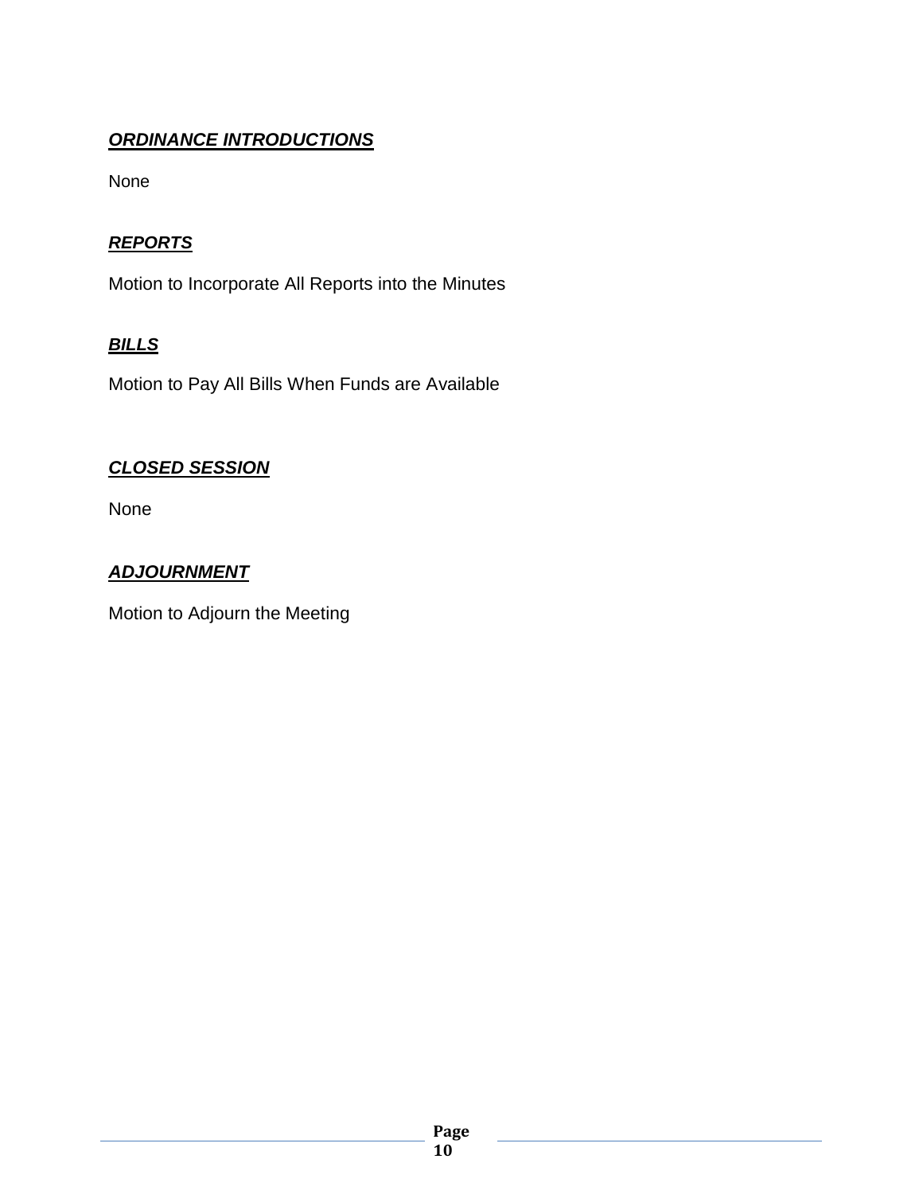## ***ORDINANCE INTRODUCTIONS***

None

## ***REPORTS***

Motion to Incorporate All Reports into the Minutes

## ***BILLS***

Motion to Pay All Bills When Funds are Available

## ***CLOSED SESSION***

None

## ***ADJOURNMENT***

Motion to Adjourn the Meeting